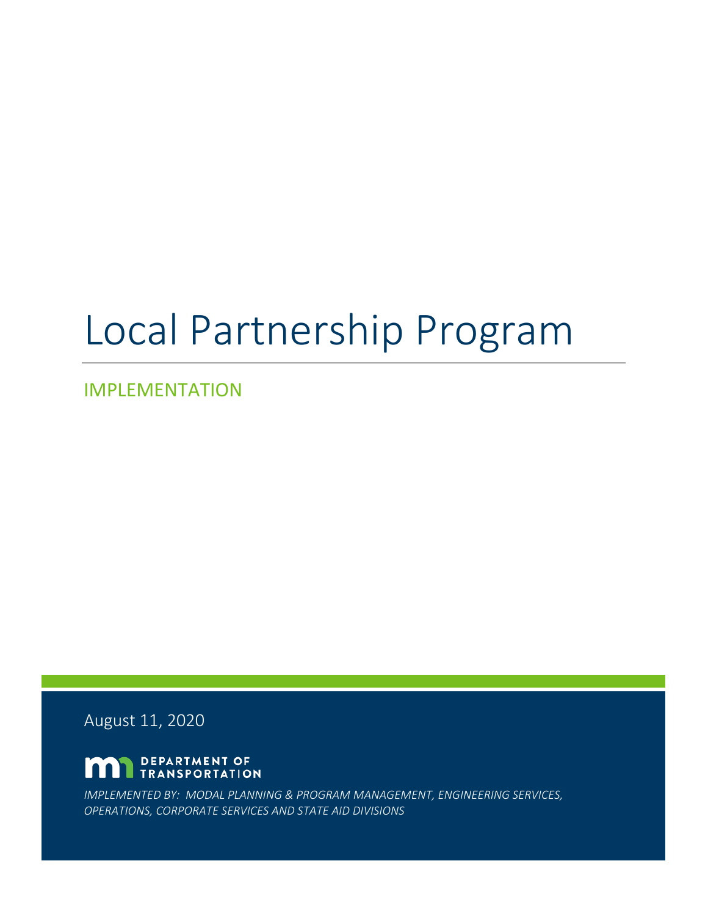# Local Partnership Program

## IMPLEMENTATION

August 11, 2020

DEPARTMENT OF TRANSPORTATION

*IMPLEMENTED BY: MODAL PLANNING & PROGRAM MANAGEMENT, ENGINEERING SERVICES, OPERATIONS, CORPORATE SERVICES AND STATE AID DIVISIONS*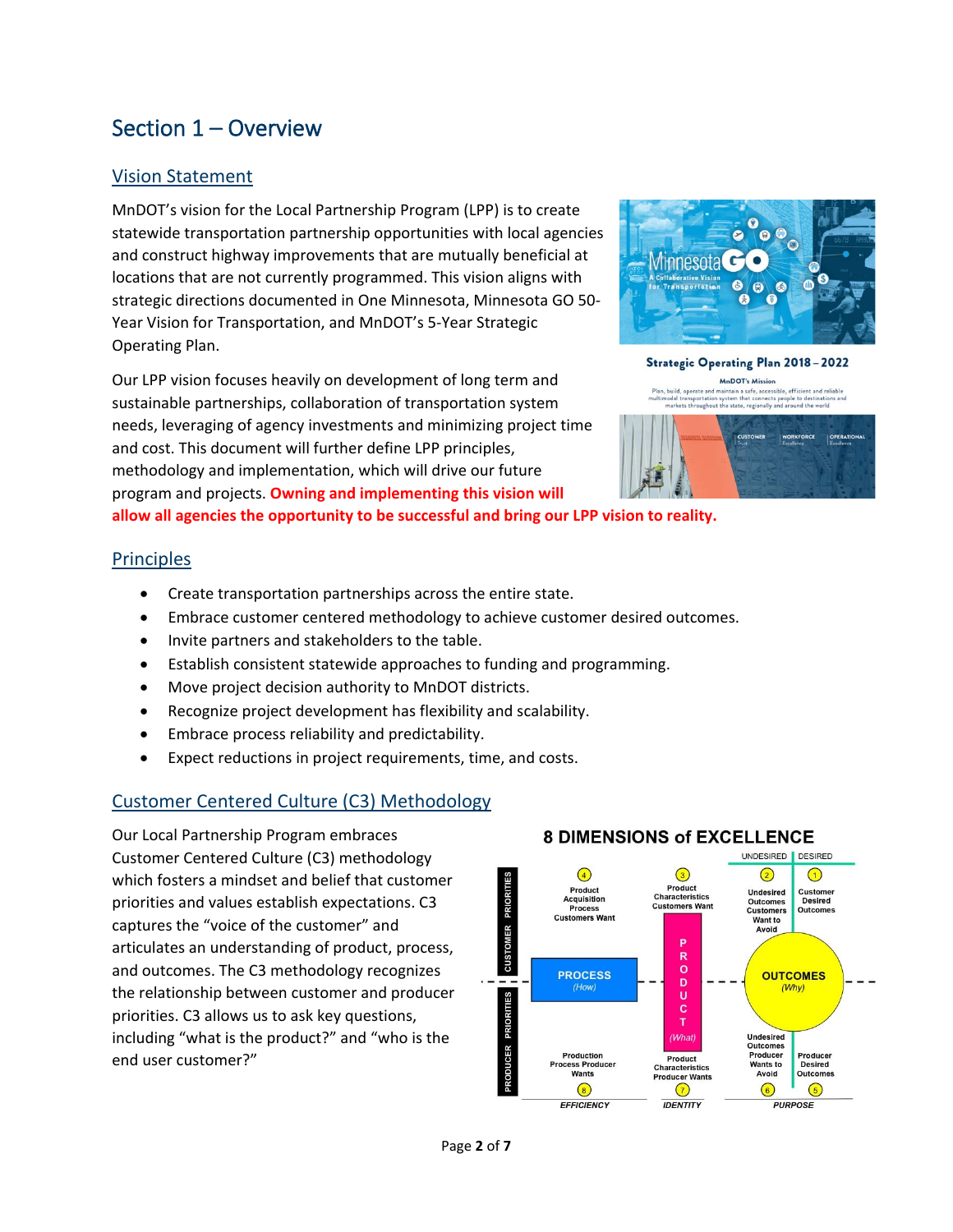# Section 1 – Overview

## Vision Statement

MnDOT's vision for the Local Partnership Program (LPP) is to create statewide transportation partnership opportunities with local agencies and construct highway improvements that are mutually beneficial at locations that are not currently programmed. This vision aligns with strategic directions documented in One Minnesota, Minnesota GO 50-Year Vision for Transportation, and MnDOT's 5-Year Strategic Operating Plan.

Our LPP vision focuses heavily on development of long term and sustainable partnerships, collaboration of transportation system needs, leveraging of agency investments and minimizing project time and cost. This document will further define LPP principles, methodology and implementation, which will drive our future program and projects. **Owning and implementing this vision will allow all agencies the opportunity to be successful and bring our LPP vision to reality.**

## Principles

- Create transportation partnerships across the entire state.
- Embrace customer centered methodology to achieve customer desired outcomes.
- Invite partners and stakeholders to the table.
- Establish consistent statewide approaches to funding and programming.
- Move project decision authority to MnDOT districts.
- Recognize project development has flexibility and scalability.
- Embrace process reliability and predictability.
- Expect reductions in project requirements, time, and costs.

## Customer Centered Culture (C3) Methodology

Our Local Partnership Program embraces Customer Centered Culture (C3) methodology which fosters a mindset and belief that customer priorities and values establish expectations. C3 captures the "voice of the customer" and articulates an understanding of product, process, and outcomes. The C3 methodology recognizes the relationship between customer and producer priorities. C3 allows us to ask key questions, including "what is the product?" and "who is the end user customer?"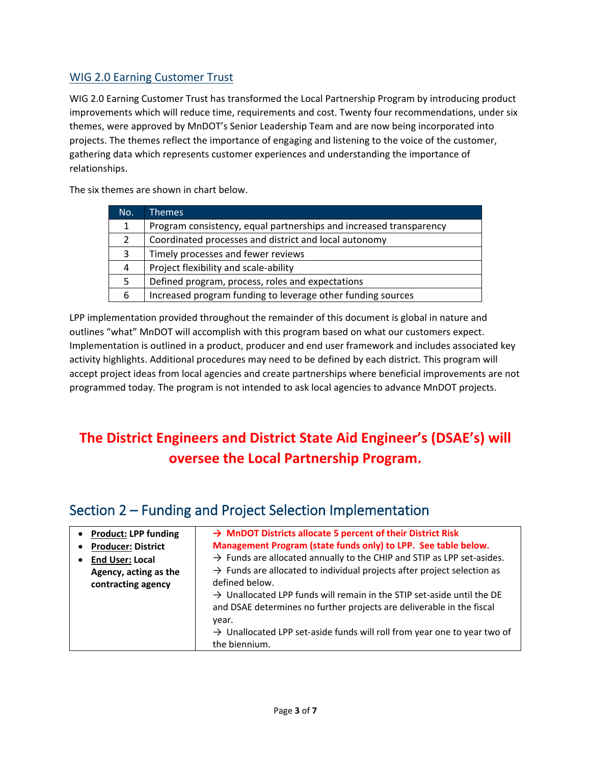## WIG 2.0 Earning Customer Trust

WIG 2.0 Earning Customer Trust has transformed the Local Partnership Program by introducing product improvements which will reduce time, requirements and cost. Twenty four recommendations, under six themes, were approved by MnDOT's Senior Leadership Team and are now being incorporated into projects. The themes reflect the importance of engaging and listening to the voice of the customer, gathering data which represents customer experiences and understanding the importance of relationships.

The six themes are shown in chart below.

| No. | Themes |
|---|---|
| 1 | Program consistency, equal partnerships and increased transparency |
| 2 | Coordinated processes and district and local autonomy |
| 3 | Timely processes and fewer reviews |
| 4 | Project flexibility and scale-ability |
| 5 | Defined program, process, roles and expectations |
| 6 | Increased program funding to leverage other funding sources |

LPP implementation provided throughout the remainder of this document is global in nature and outlines "what" MnDOT will accomplish with this program based on what our customers expect. Implementation is outlined in a product, producer and end user framework and includes associated key activity highlights. Additional procedures may need to be defined by each district. This program will accept project ideas from local agencies and create partnerships where beneficial improvements are not programmed today. The program is not intended to ask local agencies to advance MnDOT projects.

**The District Engineers and District State Aid Engineer's (DSAE's) will oversee the Local Partnership Program.**

# Section 2 – Funding and Project Selection Implementation

| | |
|---|---|
| • **Product:** **LPP funding**<br>• **Producer:** **District**<br>• **End User:** **Local Agency, acting as the contracting agency** | → **MnDOT Districts allocate 5 percent of their District Risk Management Program (state funds only) to LPP. See table below.**<br>→ Funds are allocated annually to the CHIP and STIP as LPP set-asides.<br>→ Funds are allocated to individual projects after project selection as defined below.<br>→ Unallocated LPP funds will remain in the STIP set-aside until the DE and DSAE determines no further projects are deliverable in the fiscal year.<br>→ Unallocated LPP set-aside funds will roll from year one to year two of the biennium. |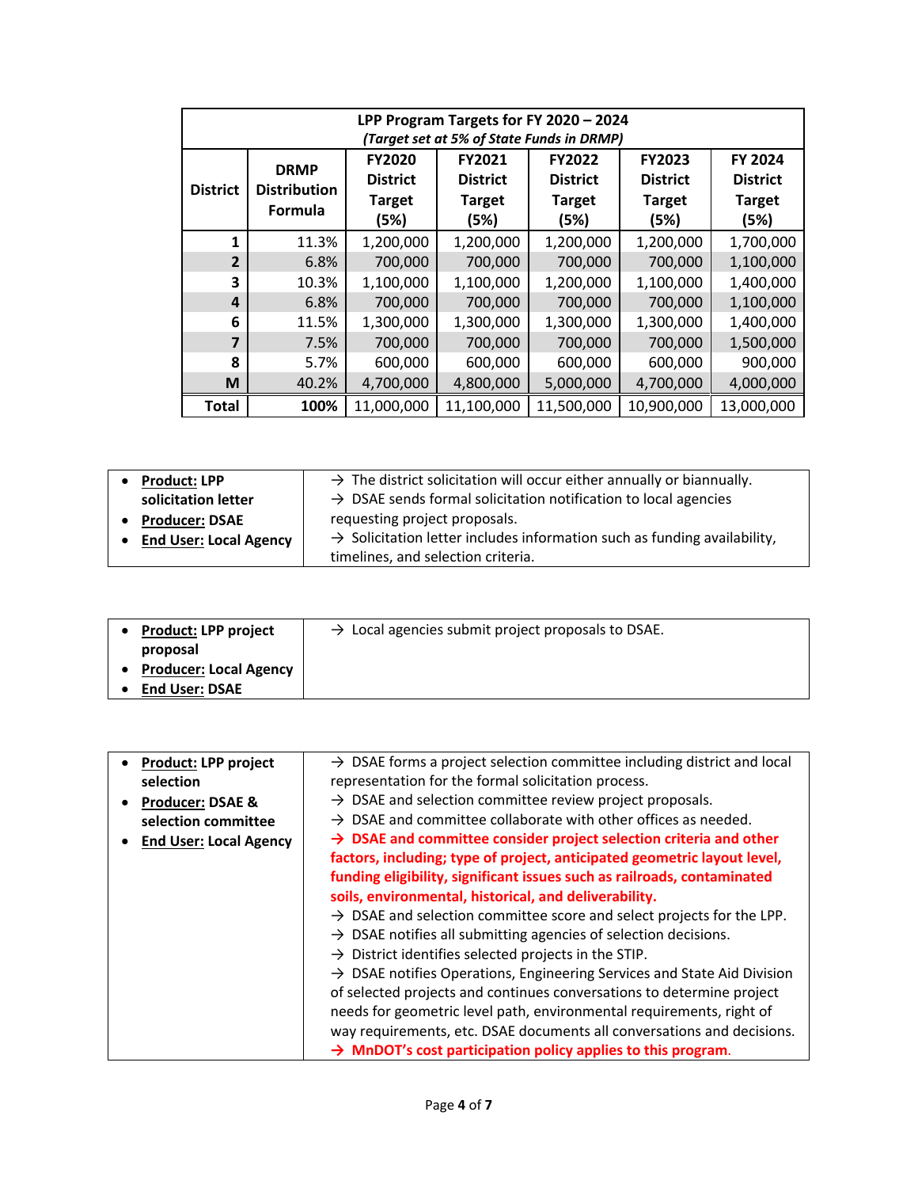| LPP Program Targets for FY 2020 – 2024 *(Target set at 5% of State Funds in DRMP)* | | | | | | |
|---|---|---|---|---|---|---|
| **District** | **DRMP Distribution Formula** | **FY2020 District Target (5%)** | **FY2021 District Target (5%)** | **FY2022 District Target (5%)** | **FY2023 District Target (5%)** | **FY 2024 District Target (5%)** |
| **1** | 11.3% | 1,200,000 | 1,200,000 | 1,200,000 | 1,200,000 | 1,700,000 |
| **2** | 6.8% | 700,000 | 700,000 | 700,000 | 700,000 | 1,100,000 |
| **3** | 10.3% | 1,100,000 | 1,100,000 | 1,200,000 | 1,100,000 | 1,400,000 |
| **4** | 6.8% | 700,000 | 700,000 | 700,000 | 700,000 | 1,100,000 |
| **6** | 11.5% | 1,300,000 | 1,300,000 | 1,300,000 | 1,300,000 | 1,400,000 |
| **7** | 7.5% | 700,000 | 700,000 | 700,000 | 700,000 | 1,500,000 |
| **8** | 5.7% | 600,000 | 600,000 | 600,000 | 600,000 | 900,000 |
| **M** | 40.2% | 4,700,000 | 4,800,000 | 5,000,000 | 4,700,000 | 4,000,000 |
| **Total** | **100%** | 11,000,000 | 11,100,000 | 11,500,000 | 10,900,000 | 13,000,000 |

| | |
|---|---|
| • **Product:** **LPP solicitation letter**<br>• **Producer:** **DSAE**<br>• **End User:** **Local Agency** | → The district solicitation will occur either annually or biannually.<br>→ DSAE sends formal solicitation notification to local agencies requesting project proposals.<br>→ Solicitation letter includes information such as funding availability, timelines, and selection criteria. |

| | |
|---|---|
| • **Product:** **LPP project proposal**<br>• **Producer:** **Local Agency**<br>• **End User:** **DSAE** | → Local agencies submit project proposals to DSAE. |

| | |
|---|---|
| • **Product:** **LPP project selection**<br>• **Producer:** **DSAE & selection committee**<br>• **End User:** **Local Agency** | → DSAE forms a project selection committee including district and local representation for the formal solicitation process.<br>→ DSAE and selection committee review project proposals.<br>→ DSAE and committee collaborate with other offices as needed.<br>**→ DSAE and committee consider project selection criteria and other factors, including; type of project, anticipated geometric layout level, funding eligibility, significant issues such as railroads, contaminated soils, environmental, historical, and deliverability.**<br>→ DSAE and selection committee score and select projects for the LPP.<br>→ DSAE notifies all submitting agencies of selection decisions.<br>→ District identifies selected projects in the STIP.<br>→ DSAE notifies Operations, Engineering Services and State Aid Division of selected projects and continues conversations to determine project needs for geometric level path, environmental requirements, right of way requirements, etc. DSAE documents all conversations and decisions.<br>**→ MnDOT's cost participation policy applies to this program.** |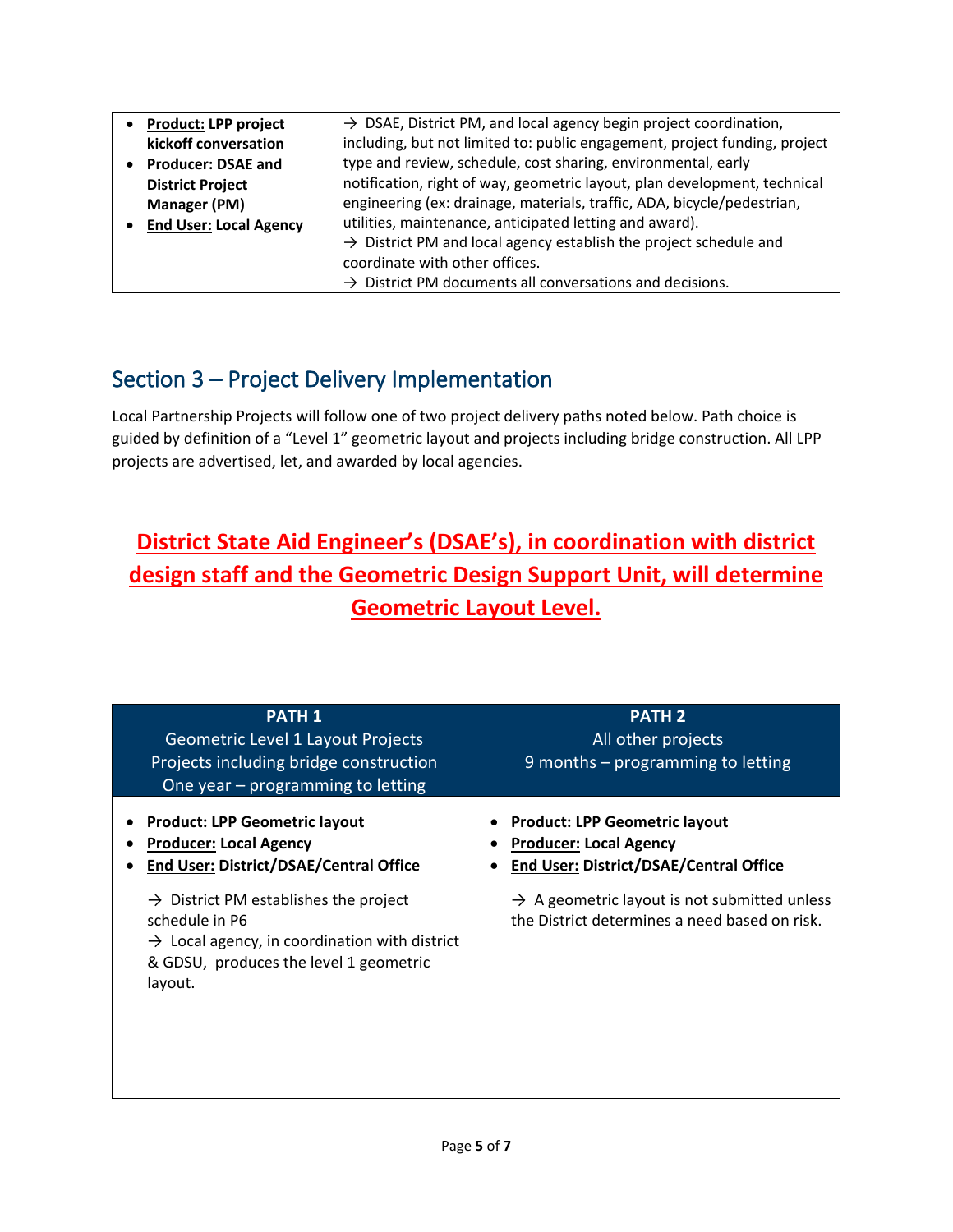| • **Product:** LPP project kickoff conversation<br>• **Producer:** DSAE and District Project Manager (PM)<br>• **End User:** Local Agency | → DSAE, District PM, and local agency begin project coordination, including, but not limited to: public engagement, project funding, project type and review, schedule, cost sharing, environmental, early notification, right of way, geometric layout, plan development, technical engineering (ex: drainage, materials, traffic, ADA, bicycle/pedestrian, utilities, maintenance, anticipated letting and award).<br>→ District PM and local agency establish the project schedule and coordinate with other offices.<br>→ District PM documents all conversations and decisions. |
|---|---|

## Section 3 – Project Delivery Implementation

Local Partnership Projects will follow one of two project delivery paths noted below. Path choice is guided by definition of a "Level 1" geometric layout and projects including bridge construction. All LPP projects are advertised, let, and awarded by local agencies.

**District State Aid Engineer's (DSAE's), in coordination with district design staff and the Geometric Design Support Unit, will determine Geometric Layout Level.**

| **PATH 1**<br>Geometric Level 1 Layout Projects<br>Projects including bridge construction<br>One year – programming to letting | **PATH 2**<br>All other projects<br>9 months – programming to letting |
|---|---|
| • **Product:** LPP Geometric layout<br>• **Producer:** Local Agency<br>• **End User:** District/DSAE/Central Office<br><br>→ District PM establishes the project schedule in P6<br>→ Local agency, in coordination with district & GDSU, produces the level 1 geometric layout. | • **Product:** LPP Geometric layout<br>• **Producer:** Local Agency<br>• **End User:** District/DSAE/Central Office<br><br>→ A geometric layout is not submitted unless the District determines a need based on risk. |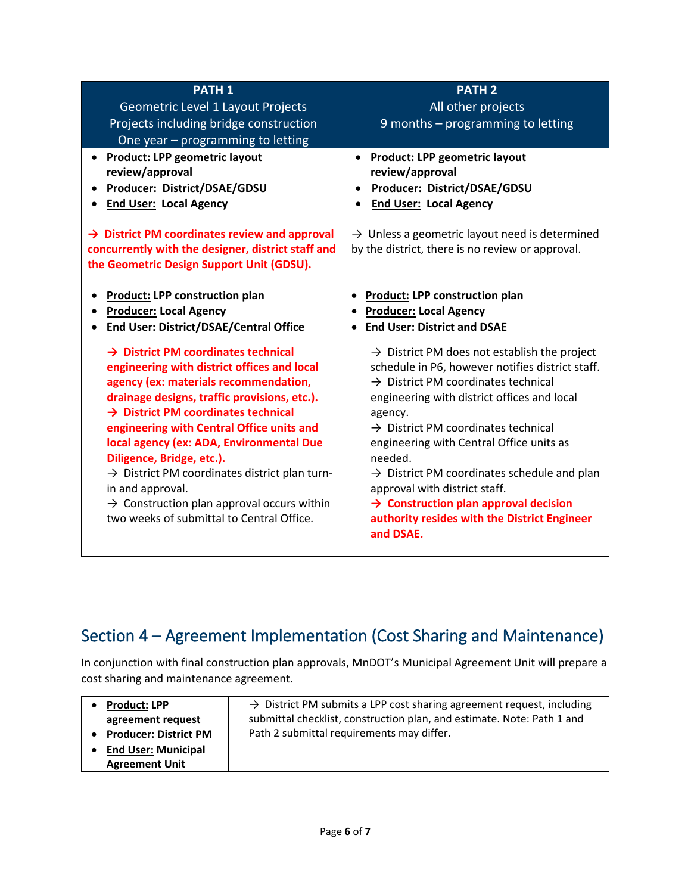| **PATH 1**<br>Geometric Level 1 Layout Projects<br>Projects including bridge construction<br>One year – programming to letting | **PATH 2**<br>All other projects<br>9 months – programming to letting |
| --- | --- |
| • **Product: LPP geometric layout review/approval**<br>• **Producer: District/DSAE/GDSU**<br>• **End User: Local Agency**<br><br>**→ District PM coordinates review and approval concurrently with the designer, district staff and the Geometric Design Support Unit (GDSU).**<br><br>• **Product: LPP construction plan**<br>• **Producer: Local Agency**<br>• **End User: District/DSAE/Central Office**<br><br>**→ District PM coordinates technical engineering with district offices and local agency (ex: materials recommendation, drainage designs, traffic provisions, etc.).**<br>**→ District PM coordinates technical engineering with Central Office units and local agency (ex: ADA, Environmental Due Diligence, Bridge, etc.).**<br>→ District PM coordinates district plan turn-in and approval.<br>→ Construction plan approval occurs within two weeks of submittal to Central Office. | • **Product: LPP geometric layout review/approval**<br>• **Producer: District/DSAE/GDSU**<br>• **End User: Local Agency**<br><br>→ Unless a geometric layout need is determined by the district, there is no review or approval.<br><br>• **Product: LPP construction plan**<br>• **Producer: Local Agency**<br>• **End User: District and DSAE**<br><br>→ District PM does not establish the project schedule in P6, however notifies district staff.<br>→ District PM coordinates technical engineering with district offices and local agency.<br>→ District PM coordinates technical engineering with Central Office units as needed.<br>→ District PM coordinates schedule and plan approval with district staff.<br>**→ Construction plan approval decision authority resides with the District Engineer and DSAE.** |

## Section 4 – Agreement Implementation (Cost Sharing and Maintenance)

In conjunction with final construction plan approvals, MnDOT's Municipal Agreement Unit will prepare a cost sharing and maintenance agreement.

| • **Product: LPP agreement request**<br>• **Producer: District PM**<br>• **End User: Municipal Agreement Unit** | → District PM submits a LPP cost sharing agreement request, including submittal checklist, construction plan, and estimate. Note: Path 1 and Path 2 submittal requirements may differ. |
| --- | --- |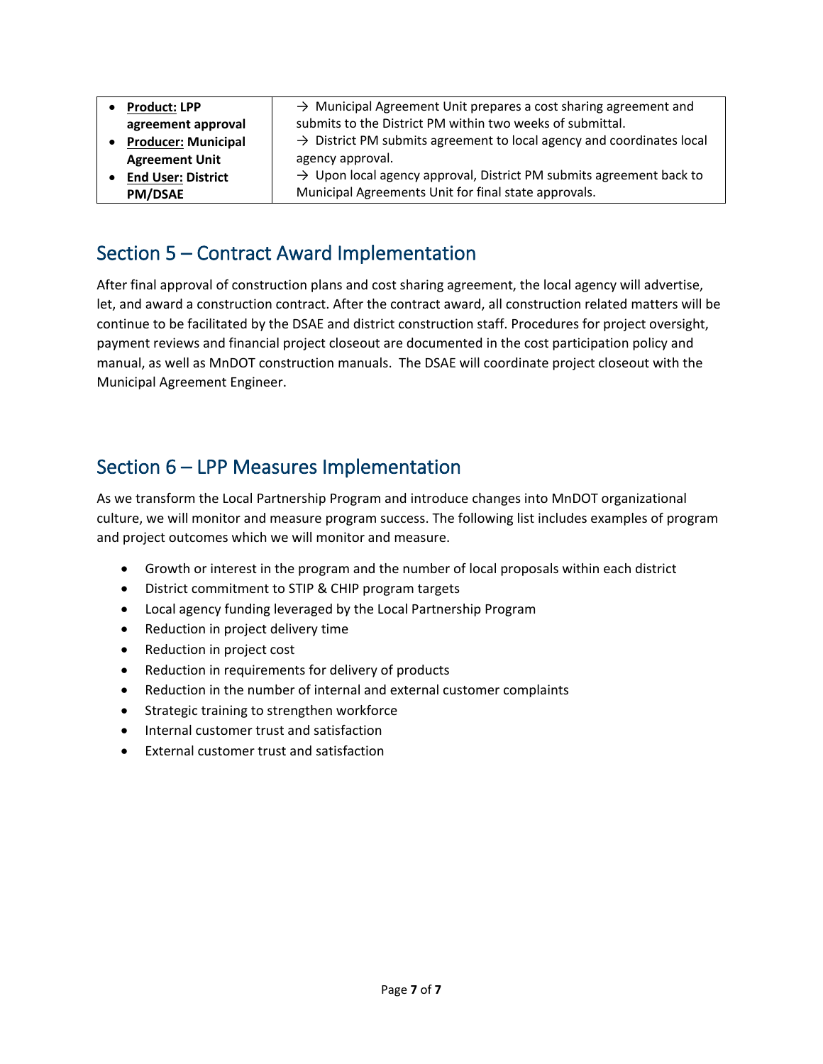| | |
|---|---|
| • **<u>Product:</u> LPP agreement approval**<br>• **<u>Producer:</u> Municipal Agreement Unit**<br>• **<u>End User:</u> District PM/DSAE** | → Municipal Agreement Unit prepares a cost sharing agreement and submits to the District PM within two weeks of submittal.<br>→ District PM submits agreement to local agency and coordinates local agency approval.<br>→ Upon local agency approval, District PM submits agreement back to Municipal Agreements Unit for final state approvals. |

## Section 5 – Contract Award Implementation

After final approval of construction plans and cost sharing agreement, the local agency will advertise, let, and award a construction contract. After the contract award, all construction related matters will be continue to be facilitated by the DSAE and district construction staff. Procedures for project oversight, payment reviews and financial project closeout are documented in the cost participation policy and manual, as well as MnDOT construction manuals. The DSAE will coordinate project closeout with the Municipal Agreement Engineer.

## Section 6 – LPP Measures Implementation

As we transform the Local Partnership Program and introduce changes into MnDOT organizational culture, we will monitor and measure program success. The following list includes examples of program and project outcomes which we will monitor and measure.

- Growth or interest in the program and the number of local proposals within each district
- District commitment to STIP & CHIP program targets
- Local agency funding leveraged by the Local Partnership Program
- Reduction in project delivery time
- Reduction in project cost
- Reduction in requirements for delivery of products
- Reduction in the number of internal and external customer complaints
- Strategic training to strengthen workforce
- Internal customer trust and satisfaction
- External customer trust and satisfaction